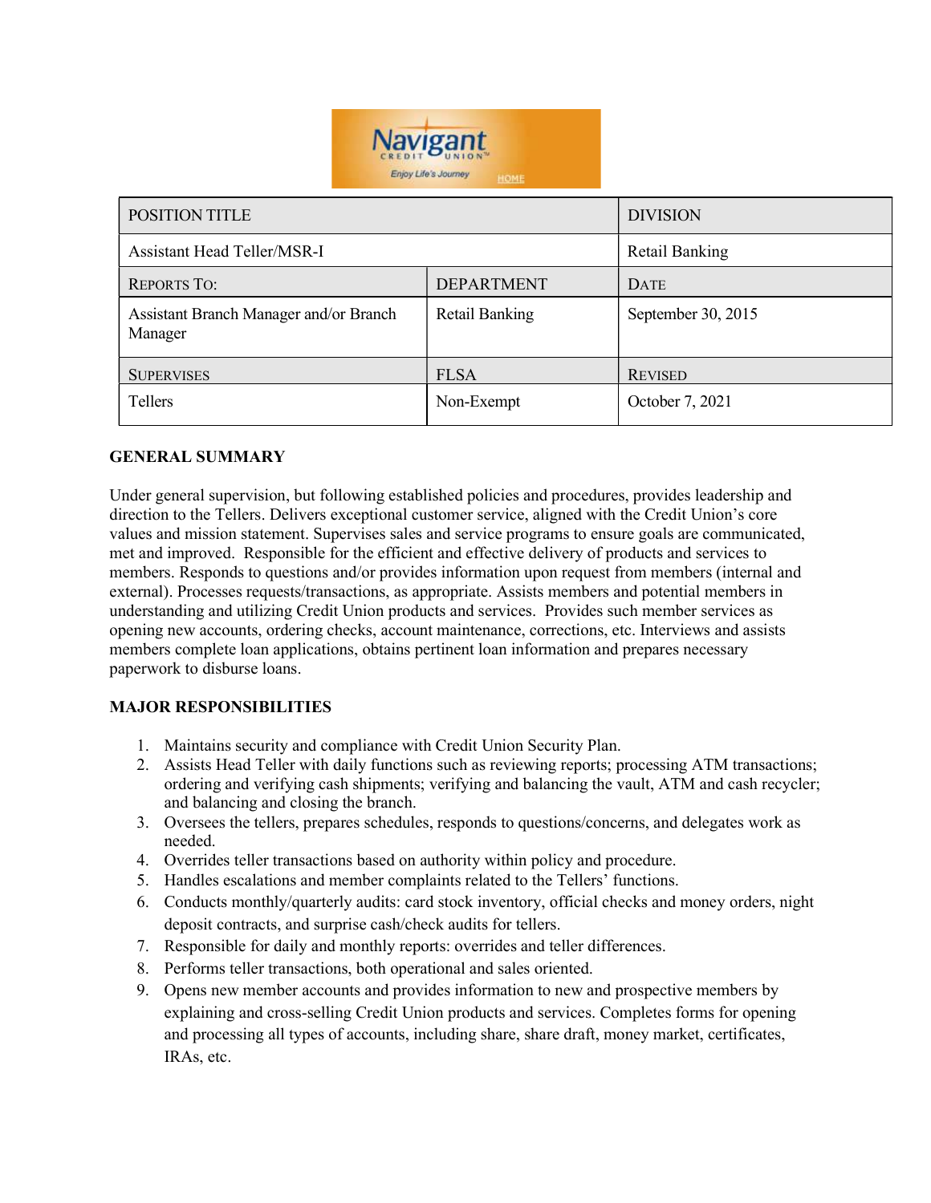| POSITION TITLE | | DIVISION |
|---|---|---|
| Assistant Head Teller/MSR-I | | Retail Banking |
| REPORTS TO: | DEPARTMENT | DATE |
| Assistant Branch Manager and/or Branch Manager | Retail Banking | September 30, 2015 |
| SUPERVISES | FLSA | REVISED |
| Tellers | Non-Exempt | October 7, 2021 |

## GENERAL SUMMARY

Under general supervision, but following established policies and procedures, provides leadership and direction to the Tellers. Delivers exceptional customer service, aligned with the Credit Union's core values and mission statement. Supervises sales and service programs to ensure goals are communicated, met and improved. Responsible for the efficient and effective delivery of products and services to members. Responds to questions and/or provides information upon request from members (internal and external). Processes requests/transactions, as appropriate. Assists members and potential members in understanding and utilizing Credit Union products and services. Provides such member services as opening new accounts, ordering checks, account maintenance, corrections, etc. Interviews and assists members complete loan applications, obtains pertinent loan information and prepares necessary paperwork to disburse loans.

## MAJOR RESPONSIBILITIES

1. Maintains security and compliance with Credit Union Security Plan.
2. Assists Head Teller with daily functions such as reviewing reports; processing ATM transactions; ordering and verifying cash shipments; verifying and balancing the vault, ATM and cash recycler; and balancing and closing the branch.
3. Oversees the tellers, prepares schedules, responds to questions/concerns, and delegates work as needed.
4. Overrides teller transactions based on authority within policy and procedure.
5. Handles escalations and member complaints related to the Tellers' functions.
6. Conducts monthly/quarterly audits: card stock inventory, official checks and money orders, night deposit contracts, and surprise cash/check audits for tellers.
7. Responsible for daily and monthly reports: overrides and teller differences.
8. Performs teller transactions, both operational and sales oriented.
9. Opens new member accounts and provides information to new and prospective members by explaining and cross-selling Credit Union products and services. Completes forms for opening and processing all types of accounts, including share, share draft, money market, certificates, IRAs, etc.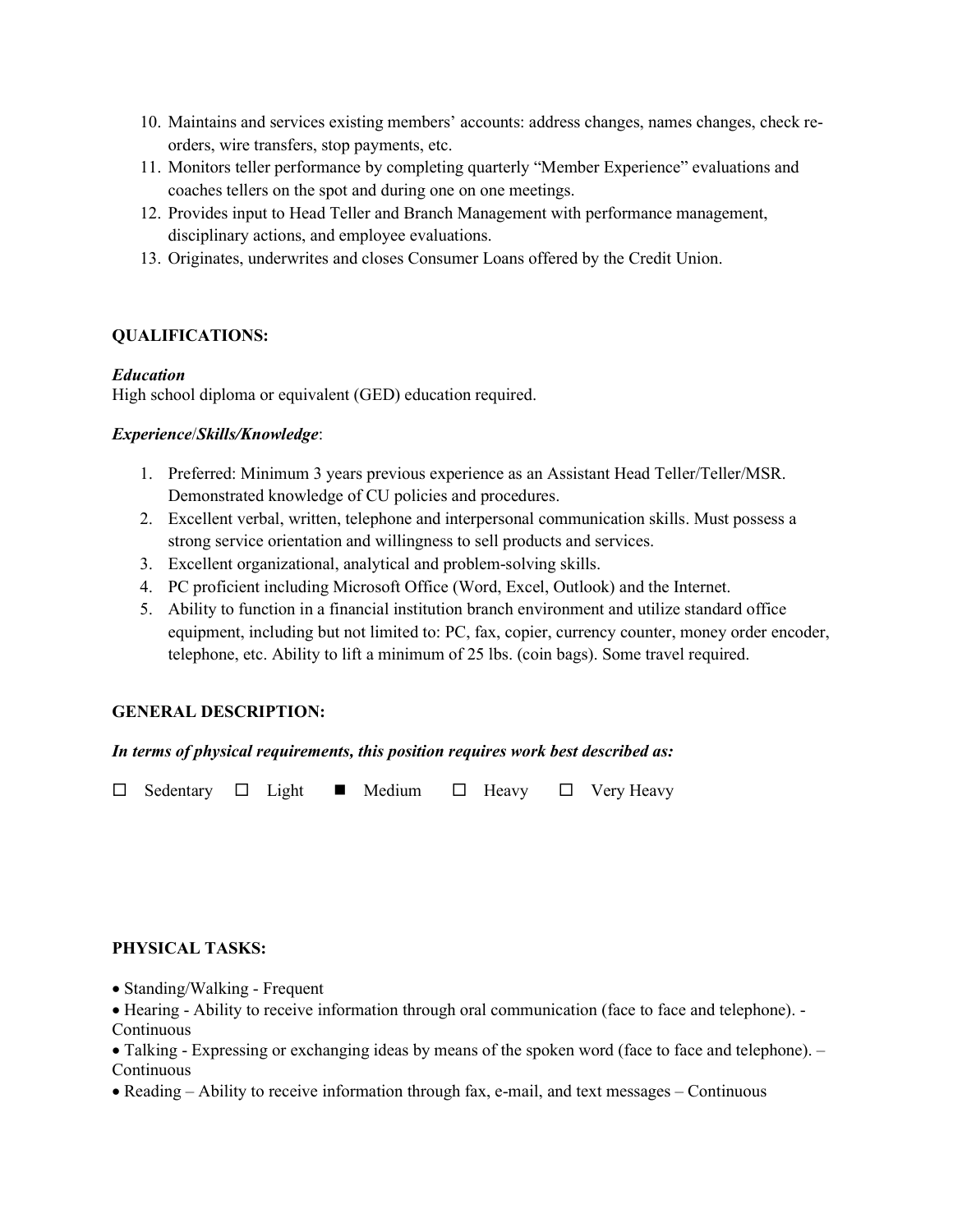10. Maintains and services existing members' accounts: address changes, names changes, check re-orders, wire transfers, stop payments, etc.
11. Monitors teller performance by completing quarterly "Member Experience" evaluations and coaches tellers on the spot and during one on one meetings.
12. Provides input to Head Teller and Branch Management with performance management, disciplinary actions, and employee evaluations.
13. Originates, underwrites and closes Consumer Loans offered by the Credit Union.

**QUALIFICATIONS:**

***Education***
High school diploma or equivalent (GED) education required.

***Experience/Skills/Knowledge***:

1. Preferred: Minimum 3 years previous experience as an Assistant Head Teller/Teller/MSR. Demonstrated knowledge of CU policies and procedures.
2. Excellent verbal, written, telephone and interpersonal communication skills. Must possess a strong service orientation and willingness to sell products and services.
3. Excellent organizational, analytical and problem-solving skills.
4. PC proficient including Microsoft Office (Word, Excel, Outlook) and the Internet.
5. Ability to function in a financial institution branch environment and utilize standard office equipment, including but not limited to: PC, fax, copier, currency counter, money order encoder, telephone, etc. Ability to lift a minimum of 25 lbs. (coin bags). Some travel required.

**GENERAL DESCRIPTION:**

***In terms of physical requirements, this position requires work best described as:***

☐ Sedentary ☐ Light ■ Medium ☐ Heavy ☐ Very Heavy

**PHYSICAL TASKS:**

- Standing/Walking - Frequent
- Hearing - Ability to receive information through oral communication (face to face and telephone). - Continuous
- Talking - Expressing or exchanging ideas by means of the spoken word (face to face and telephone). – Continuous
- Reading – Ability to receive information through fax, e-mail, and text messages – Continuous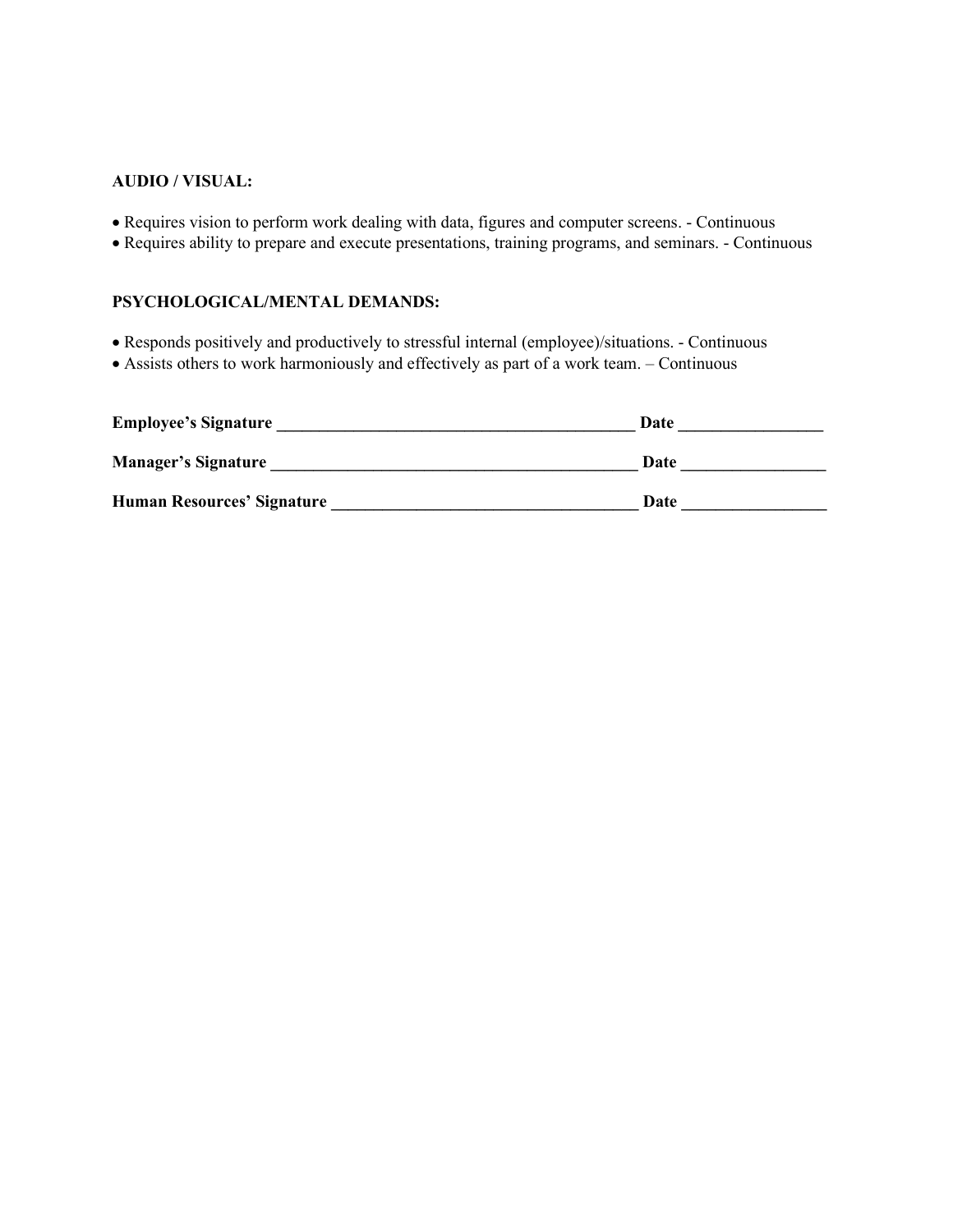**AUDIO / VISUAL:**

- Requires vision to perform work dealing with data, figures and computer screens. - Continuous
- Requires ability to prepare and execute presentations, training programs, and seminars. - Continuous

**PSYCHOLOGICAL/MENTAL DEMANDS:**

- Responds positively and productively to stressful internal (employee)/situations. - Continuous
- Assists others to work harmoniously and effectively as part of a work team. – Continuous

**Employee's Signature ___________________________________________ Date _________________**

**Manager's Signature ____________________________________________ Date _________________**

**Human Resources' Signature ____________________________________ Date _________________**